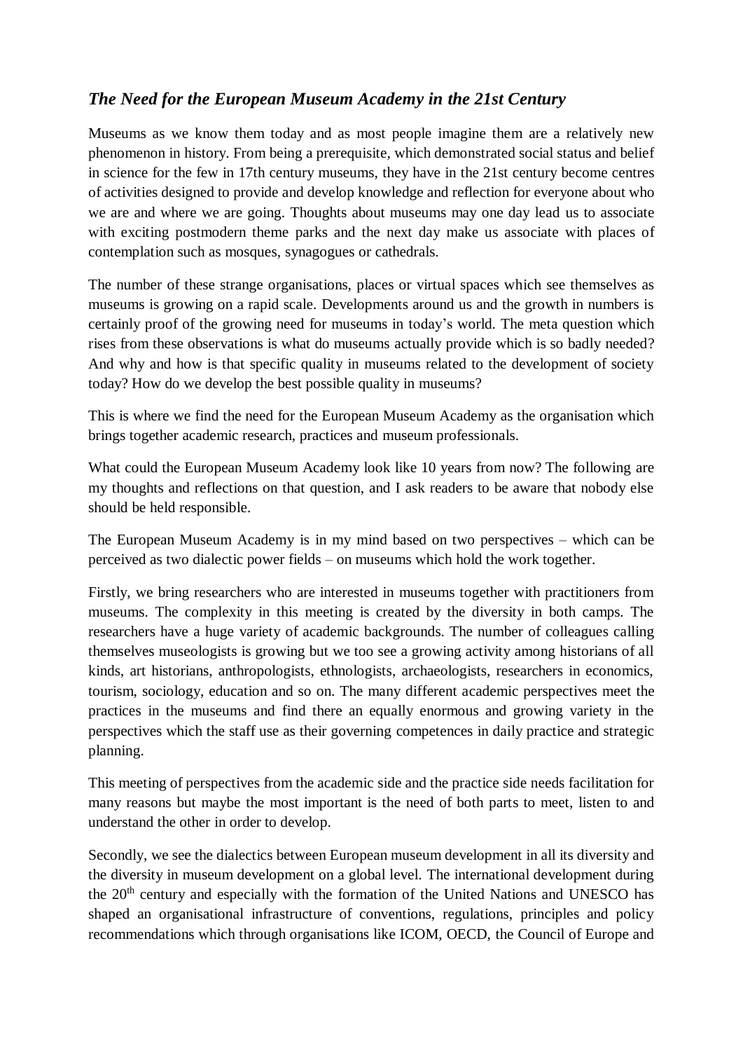## *The Need for the European Museum Academy in the 21st Century*

Museums as we know them today and as most people imagine them are a relatively new phenomenon in history. From being a prerequisite, which demonstrated social status and belief in science for the few in 17th century museums, they have in the 21st century become centres of activities designed to provide and develop knowledge and reflection for everyone about who we are and where we are going. Thoughts about museums may one day lead us to associate with exciting postmodern theme parks and the next day make us associate with places of contemplation such as mosques, synagogues or cathedrals.

The number of these strange organisations, places or virtual spaces which see themselves as museums is growing on a rapid scale. Developments around us and the growth in numbers is certainly proof of the growing need for museums in today's world. The meta question which rises from these observations is what do museums actually provide which is so badly needed? And why and how is that specific quality in museums related to the development of society today? How do we develop the best possible quality in museums?

This is where we find the need for the European Museum Academy as the organisation which brings together academic research, practices and museum professionals.

What could the European Museum Academy look like 10 years from now? The following are my thoughts and reflections on that question, and I ask readers to be aware that nobody else should be held responsible.

The European Museum Academy is in my mind based on two perspectives – which can be perceived as two dialectic power fields – on museums which hold the work together.

Firstly, we bring researchers who are interested in museums together with practitioners from museums. The complexity in this meeting is created by the diversity in both camps. The researchers have a huge variety of academic backgrounds. The number of colleagues calling themselves museologists is growing but we too see a growing activity among historians of all kinds, art historians, anthropologists, ethnologists, archaeologists, researchers in economics, tourism, sociology, education and so on. The many different academic perspectives meet the practices in the museums and find there an equally enormous and growing variety in the perspectives which the staff use as their governing competences in daily practice and strategic planning.

This meeting of perspectives from the academic side and the practice side needs facilitation for many reasons but maybe the most important is the need of both parts to meet, listen to and understand the other in order to develop.

Secondly, we see the dialectics between European museum development in all its diversity and the diversity in museum development on a global level. The international development during the 20th century and especially with the formation of the United Nations and UNESCO has shaped an organisational infrastructure of conventions, regulations, principles and policy recommendations which through organisations like ICOM, OECD, the Council of Europe and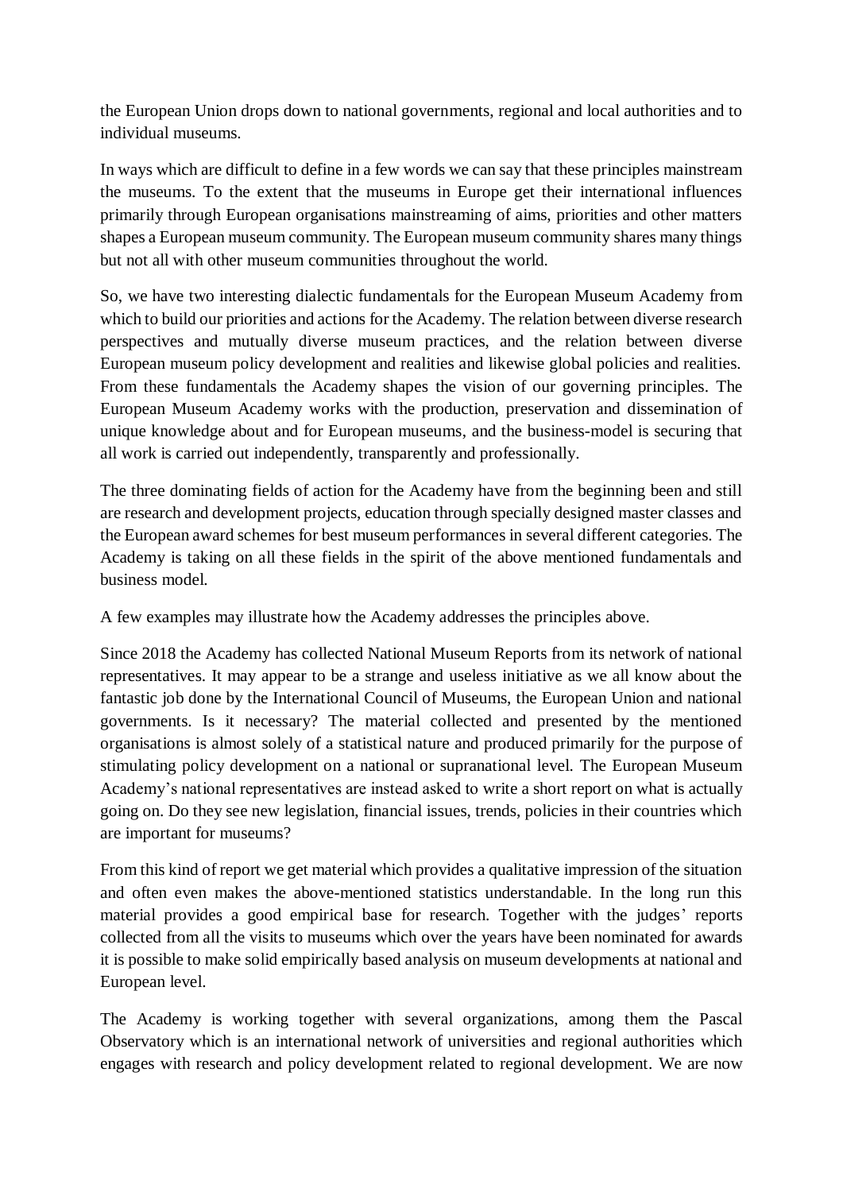the European Union drops down to national governments, regional and local authorities and to individual museums.

In ways which are difficult to define in a few words we can say that these principles mainstream the museums. To the extent that the museums in Europe get their international influences primarily through European organisations mainstreaming of aims, priorities and other matters shapes a European museum community. The European museum community shares many things but not all with other museum communities throughout the world.

So, we have two interesting dialectic fundamentals for the European Museum Academy from which to build our priorities and actions for the Academy. The relation between diverse research perspectives and mutually diverse museum practices, and the relation between diverse European museum policy development and realities and likewise global policies and realities. From these fundamentals the Academy shapes the vision of our governing principles. The European Museum Academy works with the production, preservation and dissemination of unique knowledge about and for European museums, and the business-model is securing that all work is carried out independently, transparently and professionally.

The three dominating fields of action for the Academy have from the beginning been and still are research and development projects, education through specially designed master classes and the European award schemes for best museum performances in several different categories. The Academy is taking on all these fields in the spirit of the above mentioned fundamentals and business model.

A few examples may illustrate how the Academy addresses the principles above.

Since 2018 the Academy has collected National Museum Reports from its network of national representatives. It may appear to be a strange and useless initiative as we all know about the fantastic job done by the International Council of Museums, the European Union and national governments. Is it necessary? The material collected and presented by the mentioned organisations is almost solely of a statistical nature and produced primarily for the purpose of stimulating policy development on a national or supranational level. The European Museum Academy's national representatives are instead asked to write a short report on what is actually going on. Do they see new legislation, financial issues, trends, policies in their countries which are important for museums?

From this kind of report we get material which provides a qualitative impression of the situation and often even makes the above-mentioned statistics understandable. In the long run this material provides a good empirical base for research. Together with the judges' reports collected from all the visits to museums which over the years have been nominated for awards it is possible to make solid empirically based analysis on museum developments at national and European level.

The Academy is working together with several organizations, among them the Pascal Observatory which is an international network of universities and regional authorities which engages with research and policy development related to regional development. We are now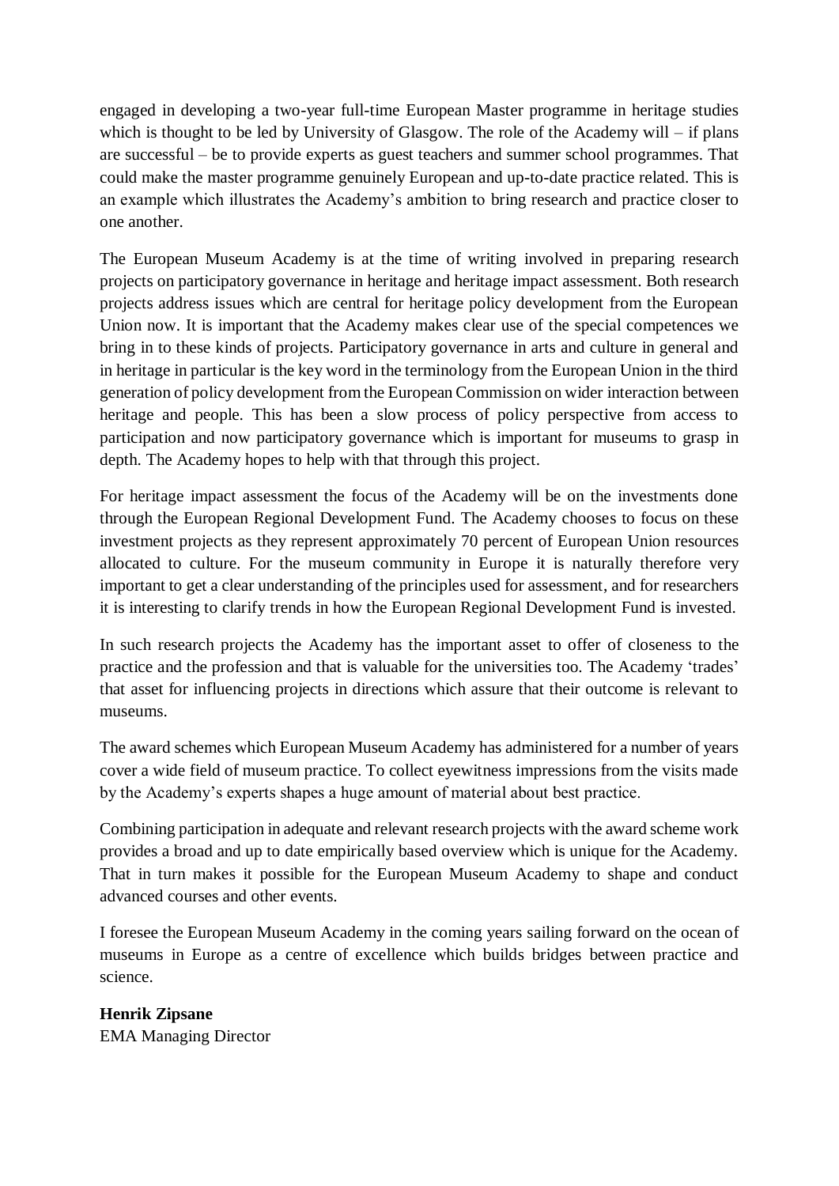engaged in developing a two-year full-time European Master programme in heritage studies which is thought to be led by University of Glasgow. The role of the Academy will – if plans are successful – be to provide experts as guest teachers and summer school programmes. That could make the master programme genuinely European and up-to-date practice related. This is an example which illustrates the Academy's ambition to bring research and practice closer to one another.

The European Museum Academy is at the time of writing involved in preparing research projects on participatory governance in heritage and heritage impact assessment. Both research projects address issues which are central for heritage policy development from the European Union now. It is important that the Academy makes clear use of the special competences we bring in to these kinds of projects. Participatory governance in arts and culture in general and in heritage in particular is the key word in the terminology from the European Union in the third generation of policy development from the European Commission on wider interaction between heritage and people. This has been a slow process of policy perspective from access to participation and now participatory governance which is important for museums to grasp in depth. The Academy hopes to help with that through this project.

For heritage impact assessment the focus of the Academy will be on the investments done through the European Regional Development Fund. The Academy chooses to focus on these investment projects as they represent approximately 70 percent of European Union resources allocated to culture. For the museum community in Europe it is naturally therefore very important to get a clear understanding of the principles used for assessment, and for researchers it is interesting to clarify trends in how the European Regional Development Fund is invested.

In such research projects the Academy has the important asset to offer of closeness to the practice and the profession and that is valuable for the universities too. The Academy 'trades' that asset for influencing projects in directions which assure that their outcome is relevant to museums.

The award schemes which European Museum Academy has administered for a number of years cover a wide field of museum practice. To collect eyewitness impressions from the visits made by the Academy's experts shapes a huge amount of material about best practice.

Combining participation in adequate and relevant research projects with the award scheme work provides a broad and up to date empirically based overview which is unique for the Academy. That in turn makes it possible for the European Museum Academy to shape and conduct advanced courses and other events.

I foresee the European Museum Academy in the coming years sailing forward on the ocean of museums in Europe as a centre of excellence which builds bridges between practice and science.

**Henrik Zipsane**
EMA Managing Director